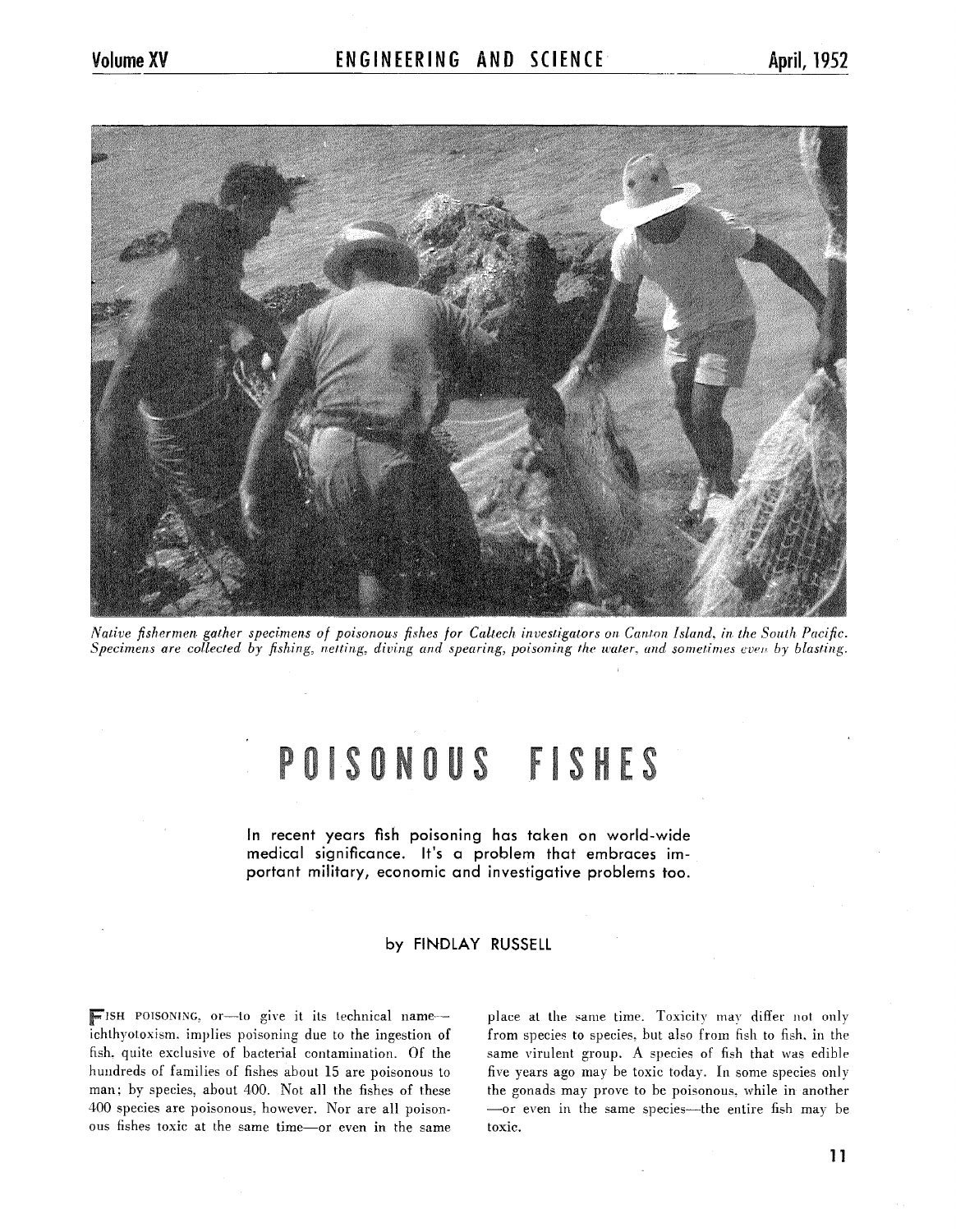*Native fishermen gather specimens of poisonous fishes for Caltech investigators on Canton Island, in the South Pacific. Specimens are collected by fishing, netting, diving and spearing, poisoning the water, and sometimes even by blasting.*

# POISONOUS FISHES

**In recent years fish poisoning has taken on world-wide medical significance. It's a problem that embraces important military, economic and investigative problems too.**

by FINDLAY RUSSELL

FISH POISONING, or—to give it its technical name—ichthyotoxism, implies poisoning due to the ingestion of fish, quite exclusive of bacterial contamination. Of the hundreds of families of fishes about 15 are poisonous to man; by species, about 400. Not all the fishes of these 400 species are poisonous, however. Nor are all poisonous fishes toxic at the same time—or even in the same place at the same time. Toxicity may differ not only from species to species, but also from fish to fish, in the same virulent group. A species of fish that was edible five years ago may be toxic today. In some species only the gonads may prove to be poisonous, while in another—or even in the same species—the entire fish may be toxic.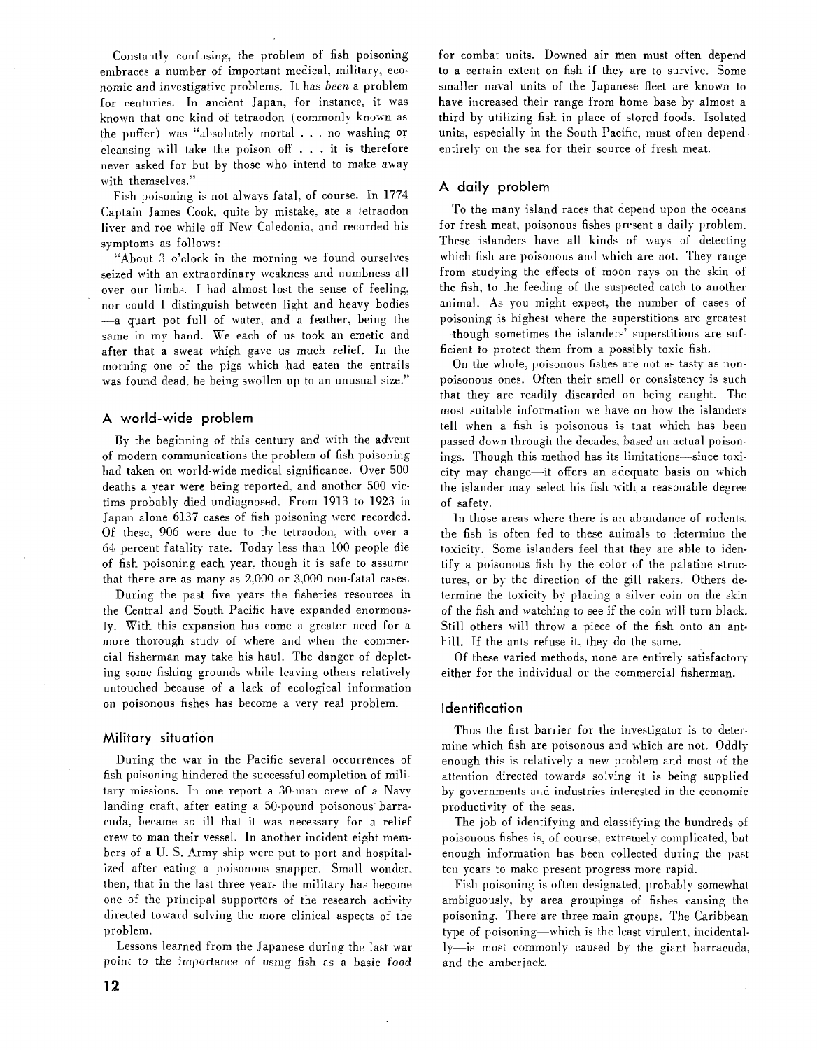Constantly confusing, the problem of fish poisoning embraces a number of important medical, military, economic and investigative problems. It has *been* a problem for centuries. In ancient Japan, for instance, it was known that one kind of tetraodon (commonly known as the puffer) was "absolutely mortal . . . no washing or cleansing will take the poison off . . . it is therefore never asked for but by those who intend to make away with themselves."

Fish poisoning is not always fatal, of course. In 1774 Captain James Cook, quite by mistake, ate a tetraodon liver and roe while off New Caledonia, and recorded his symptoms as follows:

"About 3 o'clock in the morning we found ourselves seized with an extraordinary weakness and numbness all over our limbs. I had almost lost the sense of feeling, nor could I distinguish between light and heavy bodies —a quart pot full of water, and a feather, being the same in my hand. We each of us took an emetic and after that a sweat which gave us much relief. In the morning one of the pigs which had eaten the entrails was found dead, he being swollen up to an unusual size."

## A world-wide problem

By the beginning of this century and with the advent of modern communications the problem of fish poisoning had taken on world-wide medical significance. Over 500 deaths a year were being reported, and another 500 victims probably died undiagnosed. From 1913 to 1923 in Japan alone 6137 cases of fish poisoning were recorded. Of these, 906 were due to the tetraodon, with over a 64 percent fatality rate. Today less than 100 people die of fish poisoning each year, though it is safe to assume that there are as many as 2,000 or 3,000 non-fatal cases.

During the past five years the fisheries resources in the Central and South Pacific have expanded enormously. With this expansion has come a greater need for a more thorough study of where and when the commercial fisherman may take his haul. The danger of depleting some fishing grounds while leaving others relatively untouched because of a lack of ecological information on poisonous fishes has become a very real problem.

## Military situation

During the war in the Pacific several occurrences of fish poisoning hindered the successful completion of military missions. In one report a 30-man crew of a Navy landing craft, after eating a 50-pound poisonous barracuda, became so ill that it was necessary for a relief crew to man their vessel. In another incident eight members of a U. S. Army ship were put to port and hospitalized after eating a poisonous snapper. Small wonder, then, that in the last three years the military has become one of the principal supporters of the research activity directed toward solving the more clinical aspects of the problem.

Lessons learned from the Japanese during the last war point to the importance of using fish as a basic food for combat units. Downed air men must often depend to a certain extent on fish if they are to survive. Some smaller naval units of the Japanese fleet are known to have increased their range from home base by almost a third by utilizing fish in place of stored foods. Isolated units, especially in the South Pacific, must often depend entirely on the sea for their source of fresh meat.

## A daily problem

To the many island races that depend upon the oceans for fresh meat, poisonous fishes present a daily problem. These islanders have all kinds of ways of detecting which fish are poisonous and which are not. They range from studying the effects of moon rays on the skin of the fish, to the feeding of the suspected catch to another animal. As you might expect, the number of cases of poisoning is highest where the superstitions are greatest —though sometimes the islanders' superstitions are sufficient to protect them from a possibly toxic fish.

On the whole, poisonous fishes are not as tasty as nonpoisonous ones. Often their smell or consistency is such that they are readily discarded on being caught. The most suitable information we have on how the islanders tell when a fish is poisonous is that which has been passed down through the decades, based on actual poisonings. Though this method has its limitations—since toxicity may change—it offers an adequate basis on which the islander may select his fish with a reasonable degree of safety.

In those areas where there is an abundance of rodents, the fish is often fed to these animals to determine the toxicity. Some islanders feel that they are able to identify a poisonous fish by the color of the palatine structures, or by the direction of the gill rakers. Others determine the toxicity by placing a silver coin on the skin of the fish and watching to see if the coin will turn black. Still others will throw a piece of the fish onto an anthill. If the ants refuse it, they do the same.

Of these varied methods, none are entirely satisfactory either for the individual or the commercial fisherman.

## Identification

Thus the first barrier for the investigator is to determine which fish are poisonous and which are not. Oddly enough this is relatively a new problem and most of the attention directed towards solving it is being supplied by governments and industries interested in the economic productivity of the seas.

The job of identifying and classifying the hundreds of poisonous fishes is, of course, extremely complicated, but enough information has been collected during the past ten years to make present progress more rapid.

Fish poisoning is often designated, probably somewhat ambiguously, by area groupings of fishes causing the poisoning. There are three main groups. The Caribbean type of poisoning—which is the least virulent, incidentally—is most commonly caused by the giant barracuda, and the amberjack.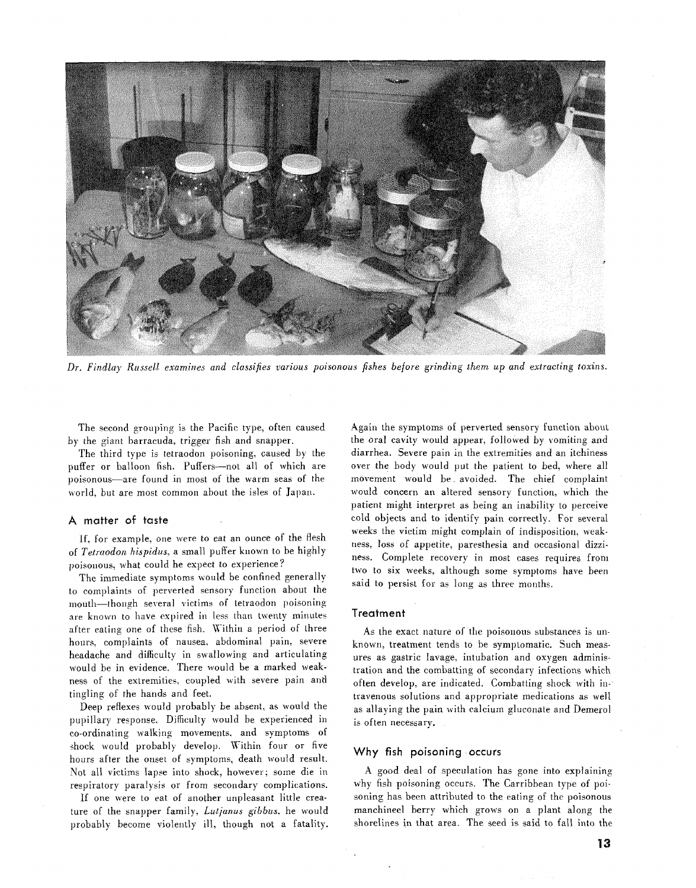*Dr. Findlay Russell examines and classifies various poisonous fishes before grinding them up and extracting toxins.*

The second grouping is the Pacific type, often caused by the giant barracuda, trigger fish and snapper.

The third type is tetraodon poisoning, caused by the puffer or balloon fish. Puffers—not all of which are poisonous—are found in most of the warm seas of the world, but are most common about the isles of Japan.

## A matter of taste

If, for example, one were to eat an ounce of the flesh of *Tetraodon hispidus*, a small puffer known to be highly poisonous, what could he expect to experience?

The immediate symptoms would be confined generally to complaints of perverted sensory function about the mouth—though several victims of tetraodon poisoning are known to have expired in less than twenty minutes after eating one of these fish. Within a period of three hours, complaints of nausea, abdominal pain, severe headache and difficulty in swallowing and articulating would be in evidence. There would be a marked weakness of the extremities, coupled with severe pain and tingling of the hands and feet.

Deep reflexes would probably be absent, as would the pupillary response. Difficulty would be experienced in co-ordinating walking movements, and symptoms of shock would probably develop. Within four or five hours after the onset of symptoms, death would result. Not all victims lapse into shock, however; some die in respiratory paralysis or from secondary complications.

If one were to eat of another unpleasant little creature of the snapper family, *Lutjanus gibbus*, he would probably become violently ill, though not a fatality. Again the symptoms of perverted sensory function about the oral cavity would appear, followed by vomiting and diarrhea. Severe pain in the extremities and an itchiness over the body would put the patient to bed, where all movement would be avoided. The chief complaint would concern an altered sensory function, which the patient might interpret as being an inability to perceive cold objects and to identify pain correctly. For several weeks the victim might complain of indisposition, weakness, loss of appetite, paresthesia and occasional dizziness. Complete recovery in most cases requires from two to six weeks, although some symptoms have been said to persist for as long as three months.

## Treatment

As the exact nature of the poisonous substances is unknown, treatment tends to be symptomatic. Such measures as gastric lavage, intubation and oxygen administration and the combatting of secondary infections which often develop, are indicated. Combatting shock with intravenous solutions and appropriate medications as well as allaying the pain with calcium gluconate and Demerol is often necessary.

## Why fish poisoning occurs

A good deal of speculation has gone into explaining why fish poisoning occurs. The Carribbean type of poisoning has been attributed to the eating of the poisonous manchineel berry which grows on a plant along the shorelines in that area. The seed is said to fall into the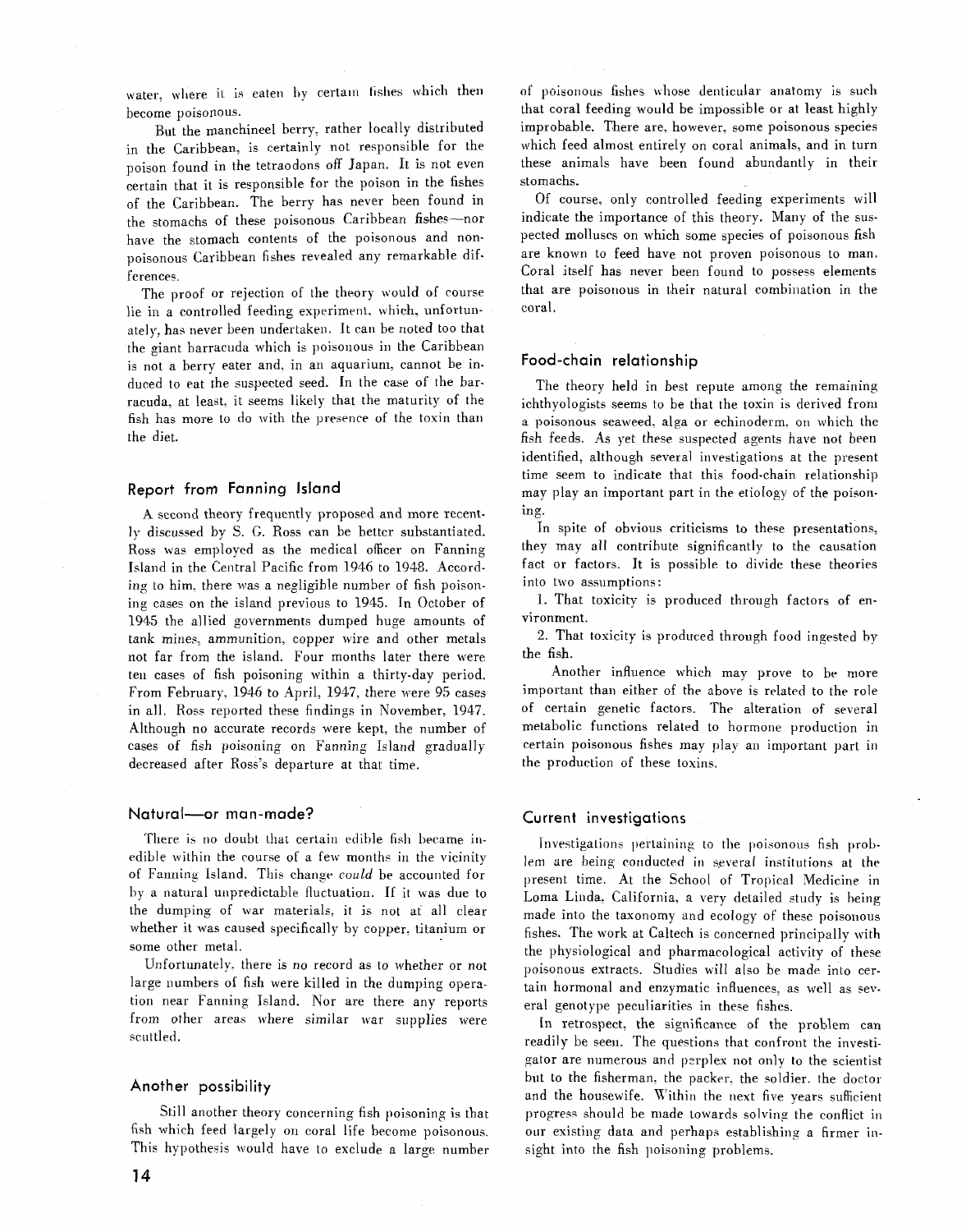water, where it is eaten by certain fishes which then become poisonous.

But the manchineel berry, rather locally distributed in the Caribbean, is certainly not responsible for the poison found in the tetraodons off Japan. It is not even certain that it is responsible for the poison in the fishes of the Caribbean. The berry has never been found in the stomachs of these poisonous Caribbean fishes—nor have the stomach contents of the poisonous and non-poisonous Caribbean fishes revealed any remarkable differences.

The proof or rejection of the theory would of course lie in a controlled feeding experiment, which, unfortunately, has never been undertaken. It can be noted too that the giant barracuda which is poisonous in the Caribbean is not a berry eater and, in an aquarium, cannot be induced to eat the suspected seed. In the case of the barracuda, at least, it seems likely that the maturity of the fish has more to do with the presence of the toxin than the diet.

## Report from Fanning Island

A second theory frequently proposed and more recently discussed by S. G. Ross can be better substantiated. Ross was employed as the medical officer on Fanning Island in the Central Pacific from 1946 to 1948. According to him, there was a negligible number of fish poisoning cases on the island previous to 1945. In October of 1945 the allied governments dumped huge amounts of tank mines, ammunition, copper wire and other metals not far from the island. Four months later there were ten cases of fish poisoning within a thirty-day period. From February, 1946 to April, 1947, there were 95 cases in all. Ross reported these findings in November, 1947. Although no accurate records were kept, the number of cases of fish poisoning on Fanning Island gradually decreased after Ross's departure at that time.

## Natural—or man-made?

There is no doubt that certain edible fish became inedible within the course of a few months in the vicinity of Fanning Island. This change *could* be accounted for by a natural unpredictable fluctuation. If it was due to the dumping of war materials, it is not at all clear whether it was caused specifically by copper, titanium or some other metal.

Unfortunately, there is no record as to whether or not large numbers of fish were killed in the dumping operation near Fanning Island. Nor are there any reports from other areas where similar war supplies were scuttled.

## Another possibility

Still another theory concerning fish poisoning is that fish which feed largely on coral life become poisonous. This hypothesis would have to exclude a large number of poisonous fishes whose denticular anatomy is such that coral feeding would be impossible or at least highly improbable. There are, however, some poisonous species which feed almost entirely on coral animals, and in turn these animals have been found abundantly in their stomachs.

Of course, only controlled feeding experiments will indicate the importance of this theory. Many of the suspected molluscs on which some species of poisonous fish are known to feed have not proven poisonous to man. Coral itself has never been found to possess elements that are poisonous in their natural combination in the coral.

## Food-chain relationship

The theory held in best repute among the remaining ichthyologists seems to be that the toxin is derived from a poisonous seaweed, alga or echinoderm, on which the fish feeds. As yet these suspected agents have not been identified, although several investigations at the present time seem to indicate that this food-chain relationship may play an important part in the etiology of the poisoning.

In spite of obvious criticisms to these presentations, they may all contribute significantly to the causation fact or factors. It is possible to divide these theories into two assumptions:

1. That toxicity is produced through factors of environment.
2. That toxicity is produced through food ingested by the fish.

Another influence which may prove to be more important than either of the above is related to the role of certain genetic factors. The alteration of several metabolic functions related to hormone production in certain poisonous fishes may play an important part in the production of these toxins.

## Current investigations

Investigations pertaining to the poisonous fish problem are being conducted in several institutions at the present time. At the School of Tropical Medicine in Loma Linda, California, a very detailed study is being made into the taxonomy and ecology of these poisonous fishes. The work at Caltech is concerned principally with the physiological and pharmacological activity of these poisonous extracts. Studies will also be made into certain hormonal and enzymatic influences, as well as several genotype peculiarities in these fishes.

In retrospect, the significance of the problem can readily be seen. The questions that confront the investigator are numerous and perplex not only to the scientist but to the fisherman, the packer, the soldier, the doctor and the housewife. Within the next five years sufficient progress should be made towards solving the conflict in our existing data and perhaps establishing a firmer insight into the fish poisoning problems.